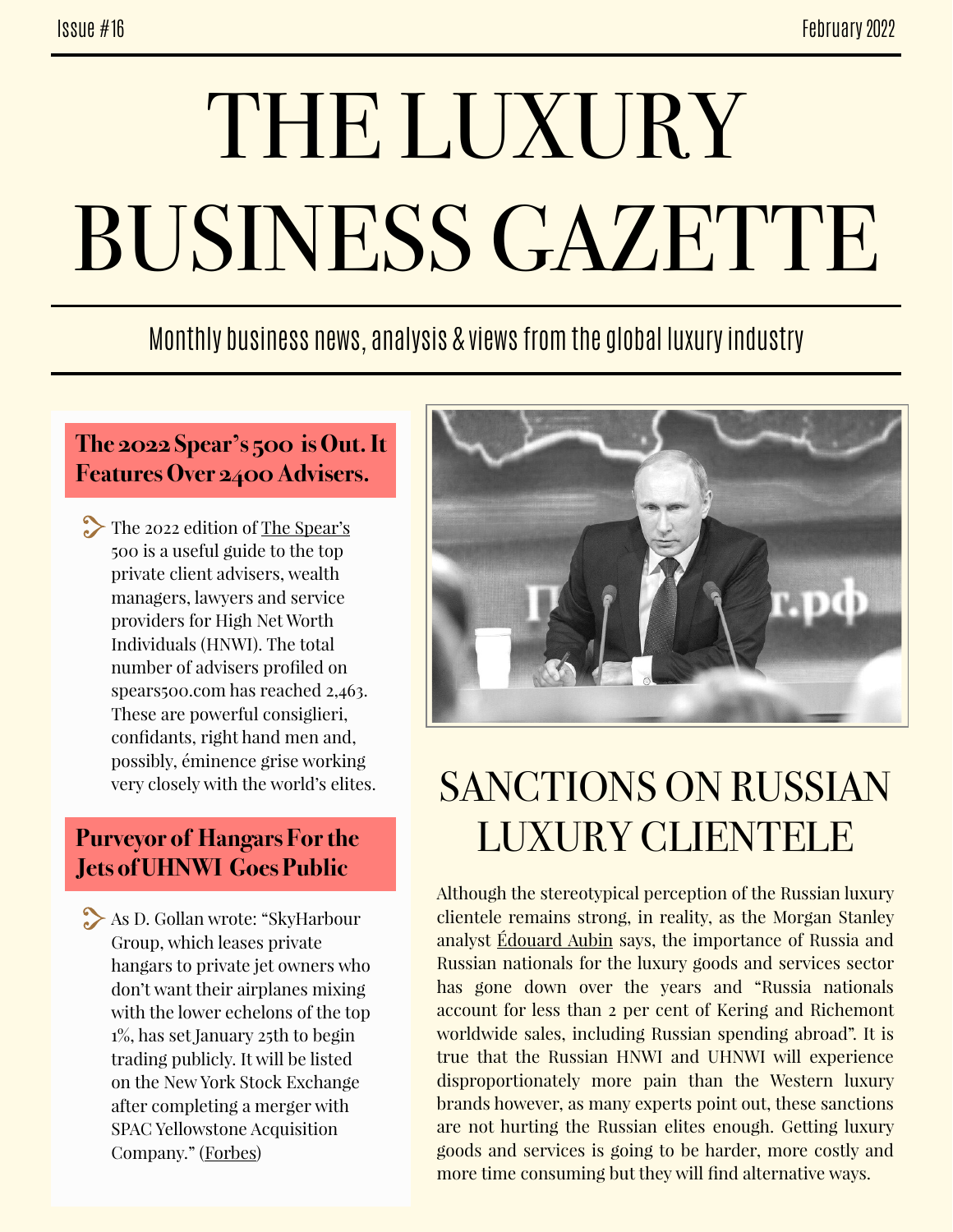# THE LUXURY BUSINESS GAZETTE

Monthly business news, analysis & views from the global luxury industry

## The 2022 Spear's 500 is Out. It Features Over 2400 Advisers.

- The 2022 edition of The Spear's 500 is a useful guide to the top private client advisers, wealth managers, lawyers and service providers for High Net Worth Individuals (HNWI). The total number of advisers profiled on spears500.com has reached 2,463. These are powerful consiglieri, confidants, right hand men and, possibly, éminence grise working very closely with the world's elites.

## Purveyor of Hangars For the Jets of UHNWI Goes Public

- As D. Gollan wrote: "SkyHarbour Group, which leases private hangars to private jet owners who don't want their airplanes mixing with the lower echelons of the top 1%, has set January 25th to begin trading publicly. It will be listed on the New York Stock Exchange after completing a merger with SPAC Yellowstone Acquisition Company." (Forbes)

## SANCTIONS ON RUSSIAN LUXURY CLIENTELE

Although the stereotypical perception of the Russian luxury clientele remains strong, in reality, as the Morgan Stanley analyst Édouard Aubin says, the importance of Russia and Russian nationals for the luxury goods and services sector has gone down over the years and "Russia nationals account for less than 2 per cent of Kering and Richemont worldwide sales, including Russian spending abroad". It is true that the Russian HNWI and UHNWI will experience disproportionately more pain than the Western luxury brands however, as many experts point out, these sanctions are not hurting the Russian elites enough. Getting luxury goods and services is going to be harder, more costly and more time consuming but they will find alternative ways.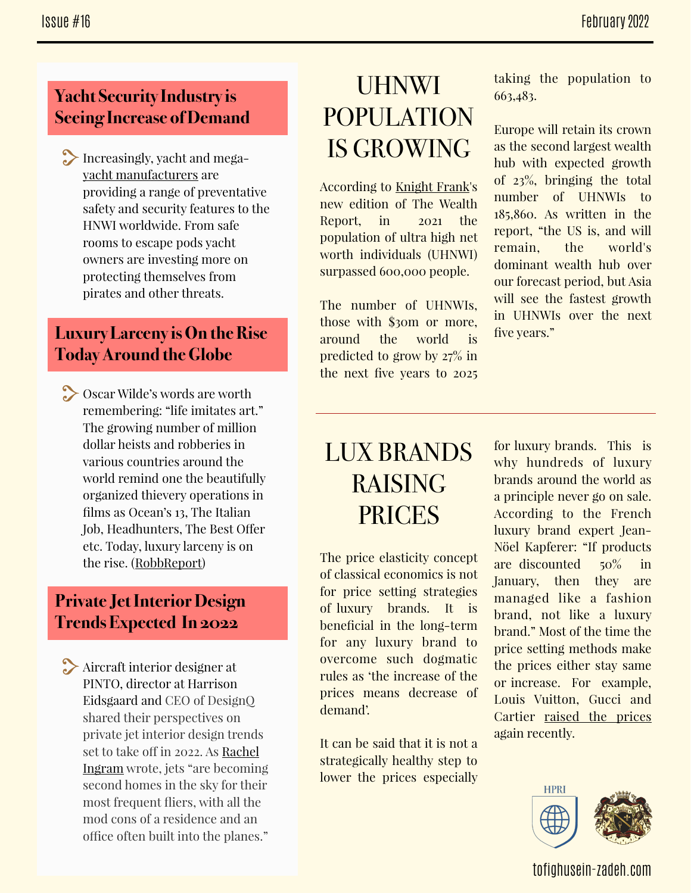## Yacht Security Industry is Seeing Increase of Demand

- Increasingly, yacht and mega-yacht manufacturers are providing a range of preventative safety and security features to the HNWI worldwide. From safe rooms to escape pods yacht owners are investing more on protecting themselves from pirates and other threats.

## Luxury Larceny is On the Rise Today Around the Globe

- Oscar Wilde's words are worth remembering: "life imitates art." The growing number of million dollar heists and robberies in various countries around the world remind one the beautifully organized thievery operations in films as Ocean's 13, The Italian Job, Headhunters, The Best Offer etc. Today, luxury larceny is on the rise. (RobbReport)

## Private Jet Interior Design Trends Expected In 2022

- Aircraft interior designer at PINTO, director at Harrison Eidsgaard and CEO of DesignQ shared their perspectives on private jet interior design trends set to take off in 2022. As Rachel Ingram wrote, jets "are becoming second homes in the sky for their most frequent fliers, with all the mod cons of a residence and an office often built into the planes."

# UHNWI POPULATION IS GROWING

According to Knight Frank's new edition of The Wealth Report, in 2021 the population of ultra high net worth individuals (UHNWI) surpassed 600,000 people.

The number of UHNWIs, those with $30m or more, around the world is predicted to grow by 27% in the next five years to 2025 taking the population to 663,483.

Europe will retain its crown as the second largest wealth hub with expected growth of 23%, bringing the total number of UHNWIs to 185,860. As written in the report, "the US is, and will remain, the world's dominant wealth hub over our forecast period, but Asia will see the fastest growth in UHNWIs over the next five years."

# LUX BRANDS RAISING PRICES

The price elasticity concept of classical economics is not for price setting strategies of luxury brands. It is beneficial in the long-term for any luxury brand to overcome such dogmatic rules as 'the increase of the prices means decrease of demand'.

It can be said that it is not a strategically healthy step to lower the prices especially for luxury brands. This is why hundreds of luxury brands around the world as a principle never go on sale. According to the French luxury brand expert Jean-Nöel Kapferer: "If products are discounted 50% in January, then they are managed like a fashion brand, not like a luxury brand." Most of the time the price setting methods make the prices either stay same or increase. For example, Louis Vuitton, Gucci and Cartier raised the prices again recently.

HPRI

tofighusein-zadeh.com